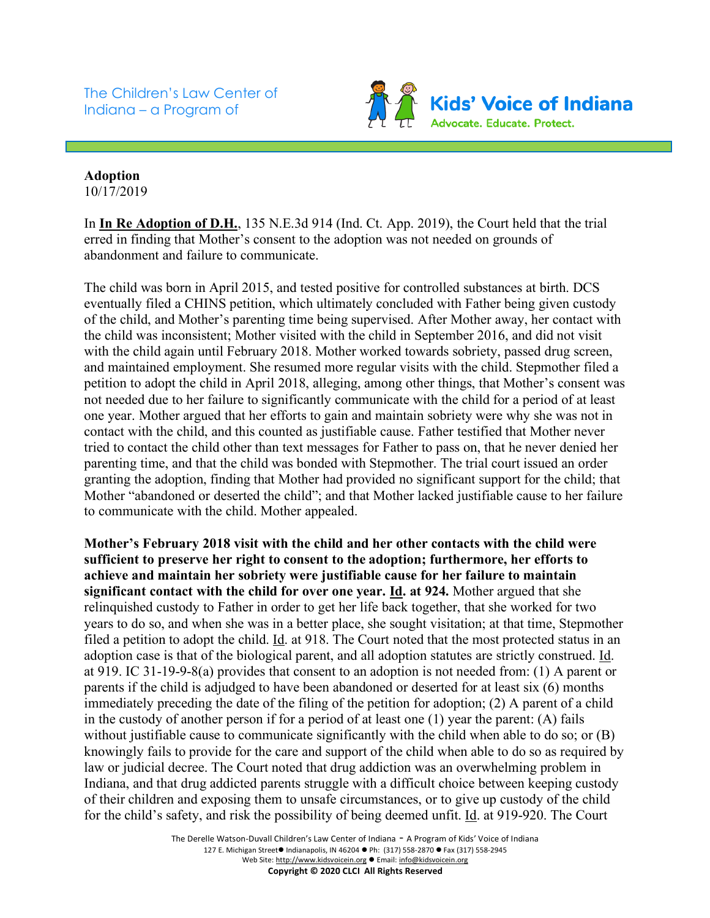The Children's Law Center of Indiana – a Program of

**Kids' Voice of Indiana**
Advocate. Educate. Protect.

**Adoption**
10/17/2019

In **In Re Adoption of D.H.**, 135 N.E.3d 914 (Ind. Ct. App. 2019), the Court held that the trial erred in finding that Mother's consent to the adoption was not needed on grounds of abandonment and failure to communicate.

The child was born in April 2015, and tested positive for controlled substances at birth. DCS eventually filed a CHINS petition, which ultimately concluded with Father being given custody of the child, and Mother's parenting time being supervised. After Mother away, her contact with the child was inconsistent; Mother visited with the child in September 2016, and did not visit with the child again until February 2018. Mother worked towards sobriety, passed drug screen, and maintained employment. She resumed more regular visits with the child. Stepmother filed a petition to adopt the child in April 2018, alleging, among other things, that Mother's consent was not needed due to her failure to significantly communicate with the child for a period of at least one year. Mother argued that her efforts to gain and maintain sobriety were why she was not in contact with the child, and this counted as justifiable cause. Father testified that Mother never tried to contact the child other than text messages for Father to pass on, that he never denied her parenting time, and that the child was bonded with Stepmother. The trial court issued an order granting the adoption, finding that Mother had provided no significant support for the child; that Mother "abandoned or deserted the child"; and that Mother lacked justifiable cause to her failure to communicate with the child. Mother appealed.

**Mother's February 2018 visit with the child and her other contacts with the child were sufficient to preserve her right to consent to the adoption; furthermore, her efforts to achieve and maintain her sobriety were justifiable cause for her failure to maintain significant contact with the child for over one year. Id. at 924.** Mother argued that she relinquished custody to Father in order to get her life back together, that she worked for two years to do so, and when she was in a better place, she sought visitation; at that time, Stepmother filed a petition to adopt the child. Id. at 918. The Court noted that the most protected status in an adoption case is that of the biological parent, and all adoption statutes are strictly construed. Id. at 919. IC 31-19-9-8(a) provides that consent to an adoption is not needed from: (1) A parent or parents if the child is adjudged to have been abandoned or deserted for at least six (6) months immediately preceding the date of the filing of the petition for adoption; (2) A parent of a child in the custody of another person if for a period of at least one (1) year the parent: (A) fails without justifiable cause to communicate significantly with the child when able to do so; or (B) knowingly fails to provide for the care and support of the child when able to do so as required by law or judicial decree. The Court noted that drug addiction was an overwhelming problem in Indiana, and that drug addicted parents struggle with a difficult choice between keeping custody of their children and exposing them to unsafe circumstances, or to give up custody of the child for the child's safety, and risk the possibility of being deemed unfit. Id. at 919-920. The Court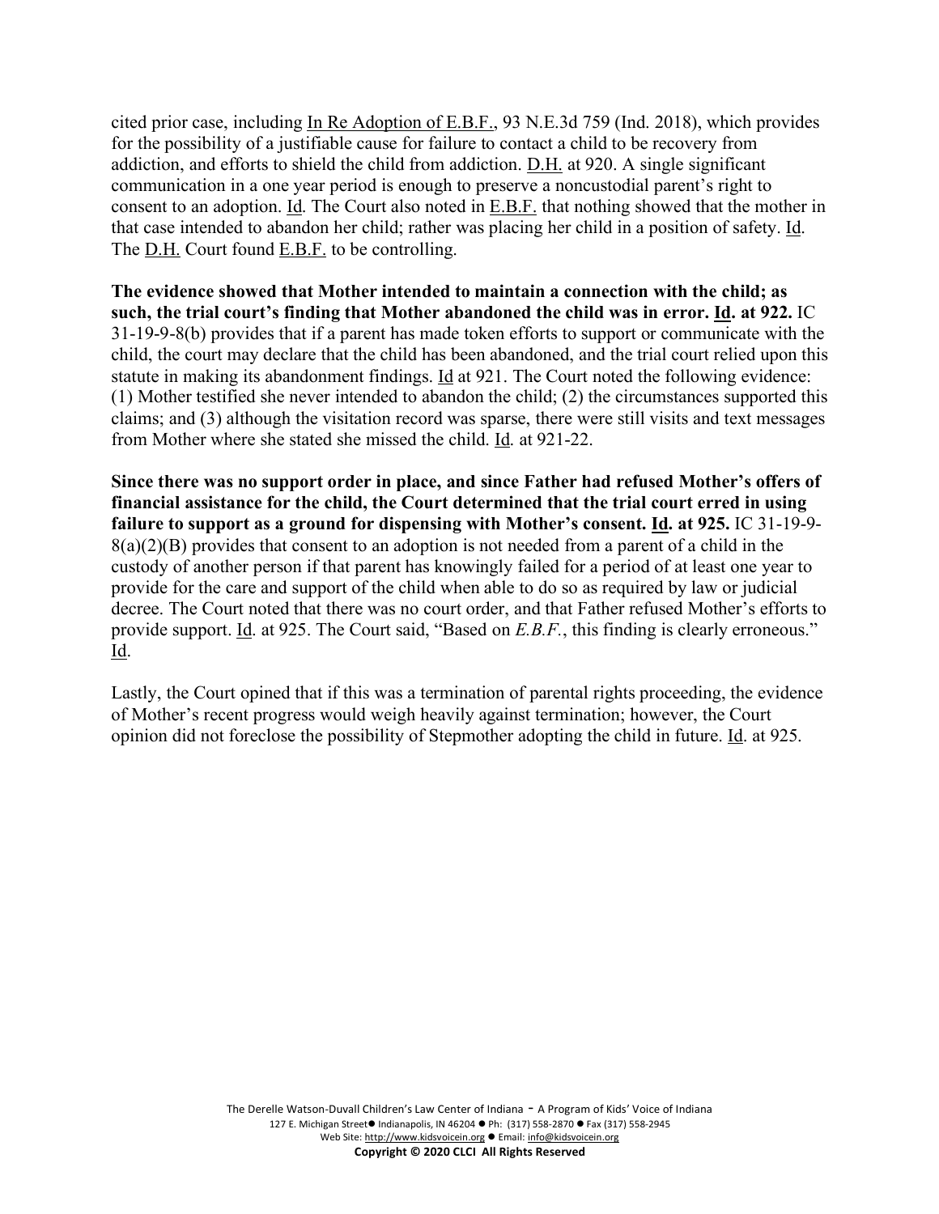cited prior case, including In Re Adoption of E.B.F., 93 N.E.3d 759 (Ind. 2018), which provides for the possibility of a justifiable cause for failure to contact a child to be recovery from addiction, and efforts to shield the child from addiction. D.H. at 920. A single significant communication in a one year period is enough to preserve a noncustodial parent's right to consent to an adoption. Id. The Court also noted in E.B.F. that nothing showed that the mother in that case intended to abandon her child; rather was placing her child in a position of safety. Id. The D.H. Court found E.B.F. to be controlling.

**The evidence showed that Mother intended to maintain a connection with the child; as such, the trial court's finding that Mother abandoned the child was in error. Id. at 922.** IC 31-19-9-8(b) provides that if a parent has made token efforts to support or communicate with the child, the court may declare that the child has been abandoned, and the trial court relied upon this statute in making its abandonment findings. Id at 921. The Court noted the following evidence: (1) Mother testified she never intended to abandon the child; (2) the circumstances supported this claims; and (3) although the visitation record was sparse, there were still visits and text messages from Mother where she stated she missed the child. Id. at 921-22.

**Since there was no support order in place, and since Father had refused Mother's offers of financial assistance for the child, the Court determined that the trial court erred in using failure to support as a ground for dispensing with Mother's consent. Id. at 925.** IC 31-19-9-8(a)(2)(B) provides that consent to an adoption is not needed from a parent of a child in the custody of another person if that parent has knowingly failed for a period of at least one year to provide for the care and support of the child when able to do so as required by law or judicial decree. The Court noted that there was no court order, and that Father refused Mother's efforts to provide support. Id. at 925. The Court said, "Based on *E.B.F.*, this finding is clearly erroneous." Id.

Lastly, the Court opined that if this was a termination of parental rights proceeding, the evidence of Mother's recent progress would weigh heavily against termination; however, the Court opinion did not foreclose the possibility of Stepmother adopting the child in future. Id. at 925.